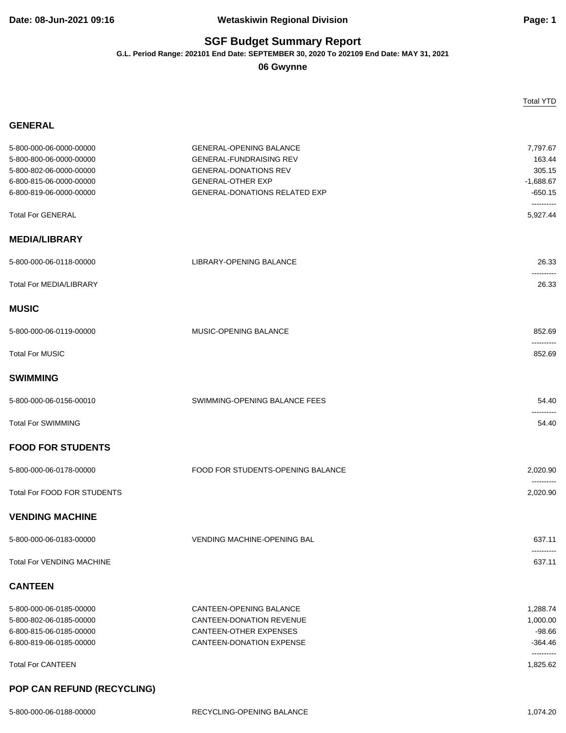**Wetaskiwin Regional Division**

# SGF Budget Summary Report

**G.L. Period Range: 202101 End Date: SEPTEMBER 30, 2020 To 202109 End Date: MAY 31, 2021**

**06 Gwynne**

## GENERAL

| | | Total YTD |
|---|---|---|
| 5-800-000-06-0000-00000 | GENERAL-OPENING BALANCE | 7,797.67 |
| 5-800-800-06-0000-00000 | GENERAL-FUNDRAISING REV | 163.44 |
| 5-800-802-06-0000-00000 | GENERAL-DONATIONS REV | 305.15 |
| 6-800-815-06-0000-00000 | GENERAL-OTHER EXP | -1,688.67 |
| 6-800-819-06-0000-00000 | GENERAL-DONATIONS RELATED EXP | -650.15 |
| Total For GENERAL | | 5,927.44 |

## MEDIA/LIBRARY

| | | Total YTD |
|---|---|---|
| 5-800-000-06-0118-00000 | LIBRARY-OPENING BALANCE | 26.33 |
| Total For MEDIA/LIBRARY | | 26.33 |

## MUSIC

| | | Total YTD |
|---|---|---|
| 5-800-000-06-0119-00000 | MUSIC-OPENING BALANCE | 852.69 |
| Total For MUSIC | | 852.69 |

## SWIMMING

| | | Total YTD |
|---|---|---|
| 5-800-000-06-0156-00010 | SWIMMING-OPENING BALANCE FEES | 54.40 |
| Total For SWIMMING | | 54.40 |

## FOOD FOR STUDENTS

| | | Total YTD |
|---|---|---|
| 5-800-000-06-0178-00000 | FOOD FOR STUDENTS-OPENING BALANCE | 2,020.90 |
| Total For FOOD FOR STUDENTS | | 2,020.90 |

## VENDING MACHINE

| | | Total YTD |
|---|---|---|
| 5-800-000-06-0183-00000 | VENDING MACHINE-OPENING BAL | 637.11 |
| Total For VENDING MACHINE | | 637.11 |

## CANTEEN

| | | Total YTD |
|---|---|---|
| 5-800-000-06-0185-00000 | CANTEEN-OPENING BALANCE | 1,288.74 |
| 5-800-802-06-0185-00000 | CANTEEN-DONATION REVENUE | 1,000.00 |
| 6-800-815-06-0185-00000 | CANTEEN-OTHER EXPENSES | -98.66 |
| 6-800-819-06-0185-00000 | CANTEEN-DONATION EXPENSE | -364.46 |
| Total For CANTEEN | | 1,825.62 |

## POP CAN REFUND (RECYCLING)

| | | Total YTD |
|---|---|---|
| 5-800-000-06-0188-00000 | RECYCLING-OPENING BALANCE | 1,074.20 |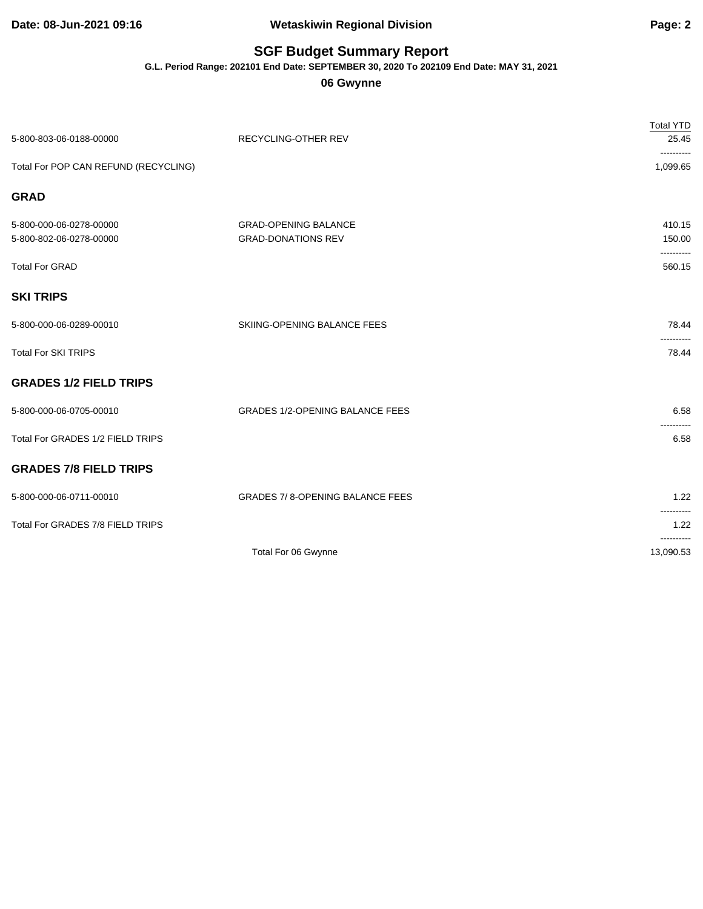# SGF Budget Summary Report

**G.L. Period Range: 202101 End Date: SEPTEMBER 30, 2020 To 202109 End Date: MAY 31, 2021**

**06 Gwynne**

| | | Total YTD |
|---|---|---|
| 5-800-803-06-0188-00000 | RECYCLING-OTHER REV | 25.45 |
| Total For POP CAN REFUND (RECYCLING) | | 1,099.65 |

## GRAD

| | | |
|---|---|---|
| 5-800-000-06-0278-00000 | GRAD-OPENING BALANCE | 410.15 |
| 5-800-802-06-0278-00000 | GRAD-DONATIONS REV | 150.00 |
| Total For GRAD | | 560.15 |

## SKI TRIPS

| | | |
|---|---|---|
| 5-800-000-06-0289-00010 | SKIING-OPENING BALANCE FEES | 78.44 |
| Total For SKI TRIPS | | 78.44 |

## GRADES 1/2 FIELD TRIPS

| | | |
|---|---|---|
| 5-800-000-06-0705-00010 | GRADES 1/2-OPENING BALANCE FEES | 6.58 |
| Total For GRADES 1/2 FIELD TRIPS | | 6.58 |

## GRADES 7/8 FIELD TRIPS

| | | |
|---|---|---|
| 5-800-000-06-0711-00010 | GRADES 7/ 8-OPENING BALANCE FEES | 1.22 |
| Total For GRADES 7/8 FIELD TRIPS | | 1.22 |
| | Total For 06 Gwynne | 13,090.53 |